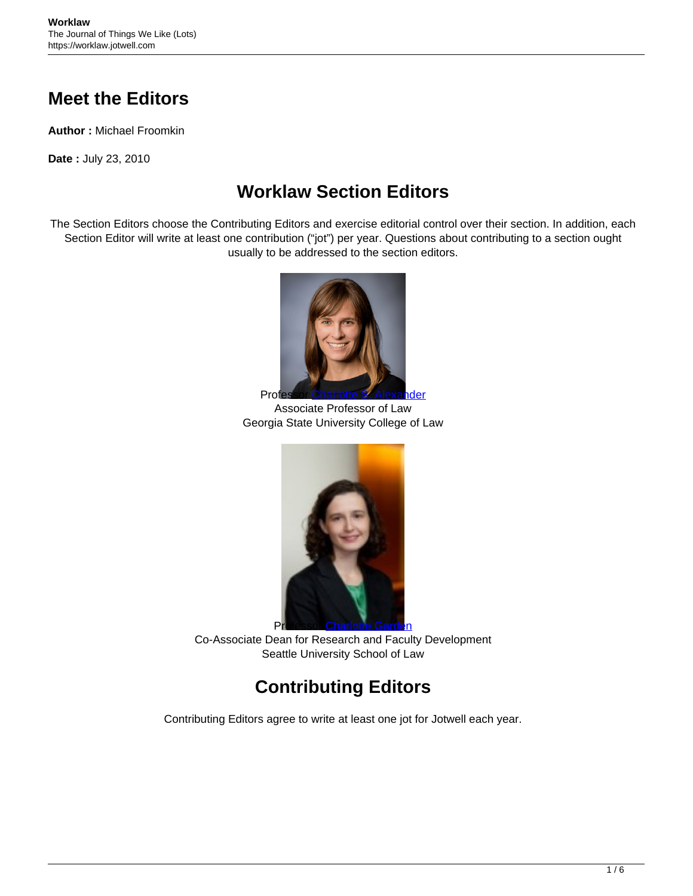# Meet the Editors

**Author :** Michael Froomkin

**Date :** July 23, 2010

## Worklaw Section Editors

The Section Editors choose the Contributing Editors and exercise editorial control over their section. In addition, each Section Editor will write at least one contribution ("jot") per year. Questions about contributing to a section ought usually to be addressed to the section editors.

Professor Charlotte S. Alexander
Associate Professor of Law
Georgia State University College of Law

Professor Charlotte Garden
Co-Associate Dean for Research and Faculty Development
Seattle University School of Law

## Contributing Editors

Contributing Editors agree to write at least one jot for Jotwell each year.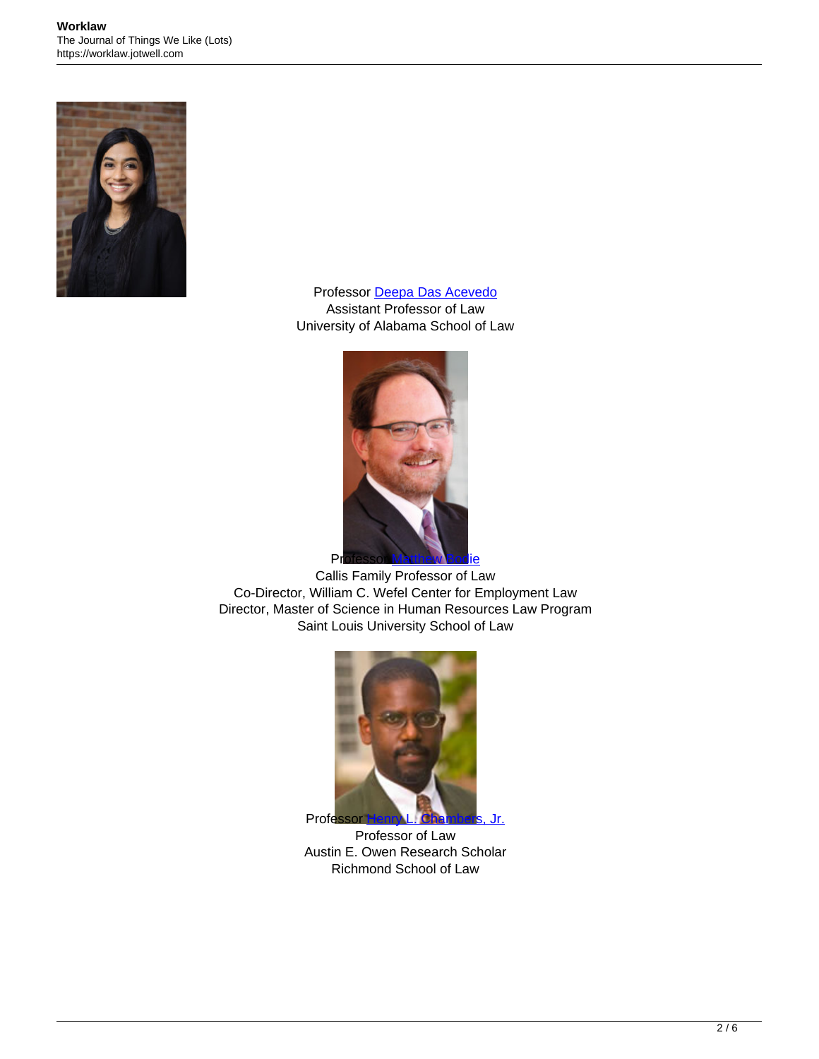Professor Deepa Das Acevedo
Assistant Professor of Law
University of Alabama School of Law

Professor Matthew Bodie
Callis Family Professor of Law
Co-Director, William C. Wefel Center for Employment Law
Director, Master of Science in Human Resources Law Program
Saint Louis University School of Law

Professor Henry L. Chambers, Jr.
Professor of Law
Austin E. Owen Research Scholar
Richmond School of Law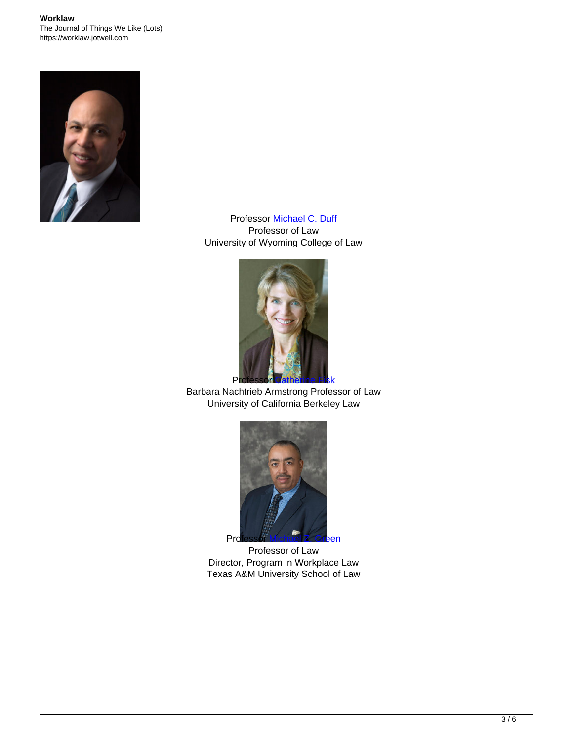Professor Michael C. Duff
Professor of Law
University of Wyoming College of Law

Professor Catherine Fisk
Barbara Nachtrieb Armstrong Professor of Law
University of California Berkeley Law

Professor Michael Z. Green
Professor of Law
Director, Program in Workplace Law
Texas A&M University School of Law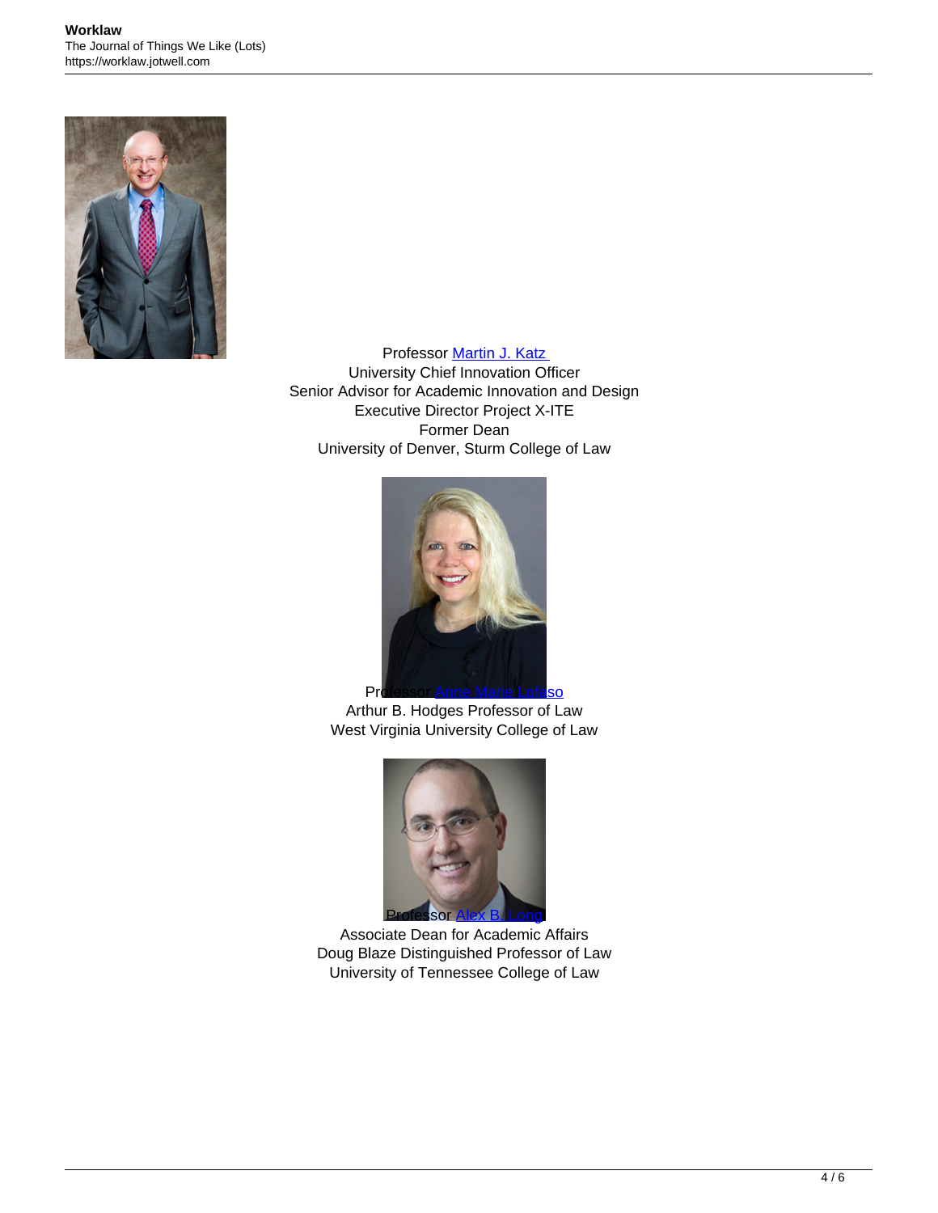Professor [Martin J. Katz](#)
University Chief Innovation Officer
Senior Advisor for Academic Innovation and Design
Executive Director Project X-ITE
Former Dean
University of Denver, Sturm College of Law

Professor [Anne Marie Lofaso](#)
Arthur B. Hodges Professor of Law
West Virginia University College of Law

Professor [Alex B. Long](#)
Associate Dean for Academic Affairs
Doug Blaze Distinguished Professor of Law
University of Tennessee College of Law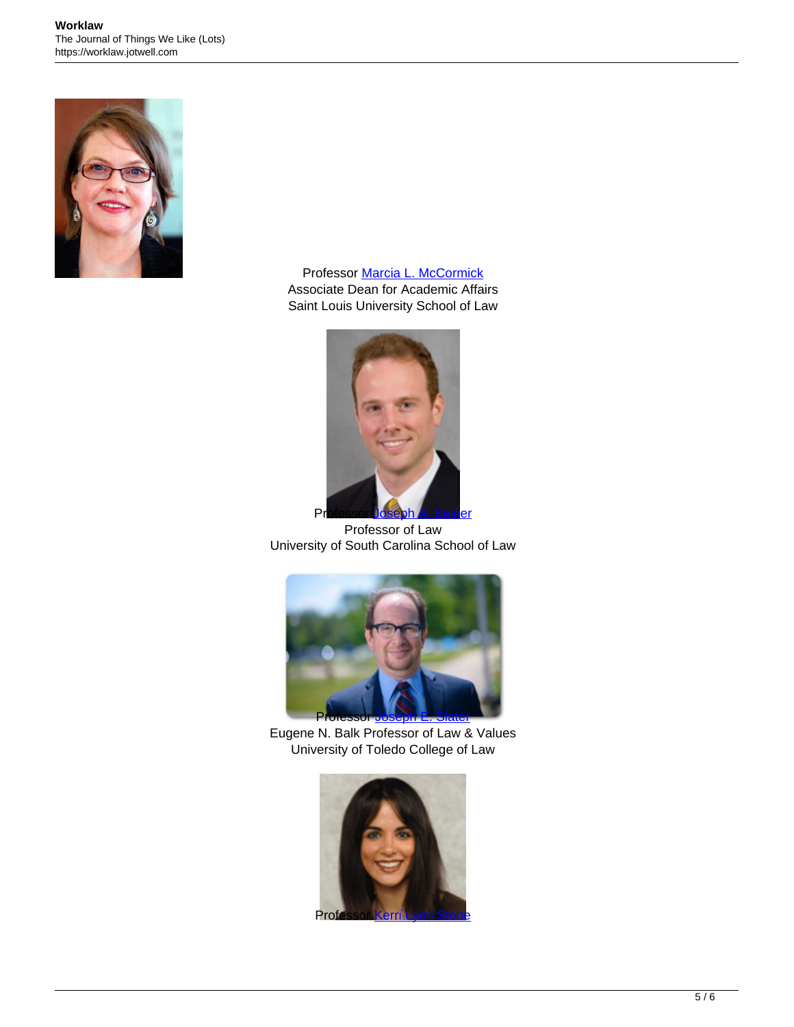Professor [Marcia L. McCormick]
Associate Dean for Academic Affairs
Saint Louis University School of Law

Professor [Joseph A. Seiner]
Professor of Law
University of South Carolina School of Law

Professor [Joseph E. Slater]
Eugene N. Balk Professor of Law & Values
University of Toledo College of Law

Professor [Kerri Lynn Stone]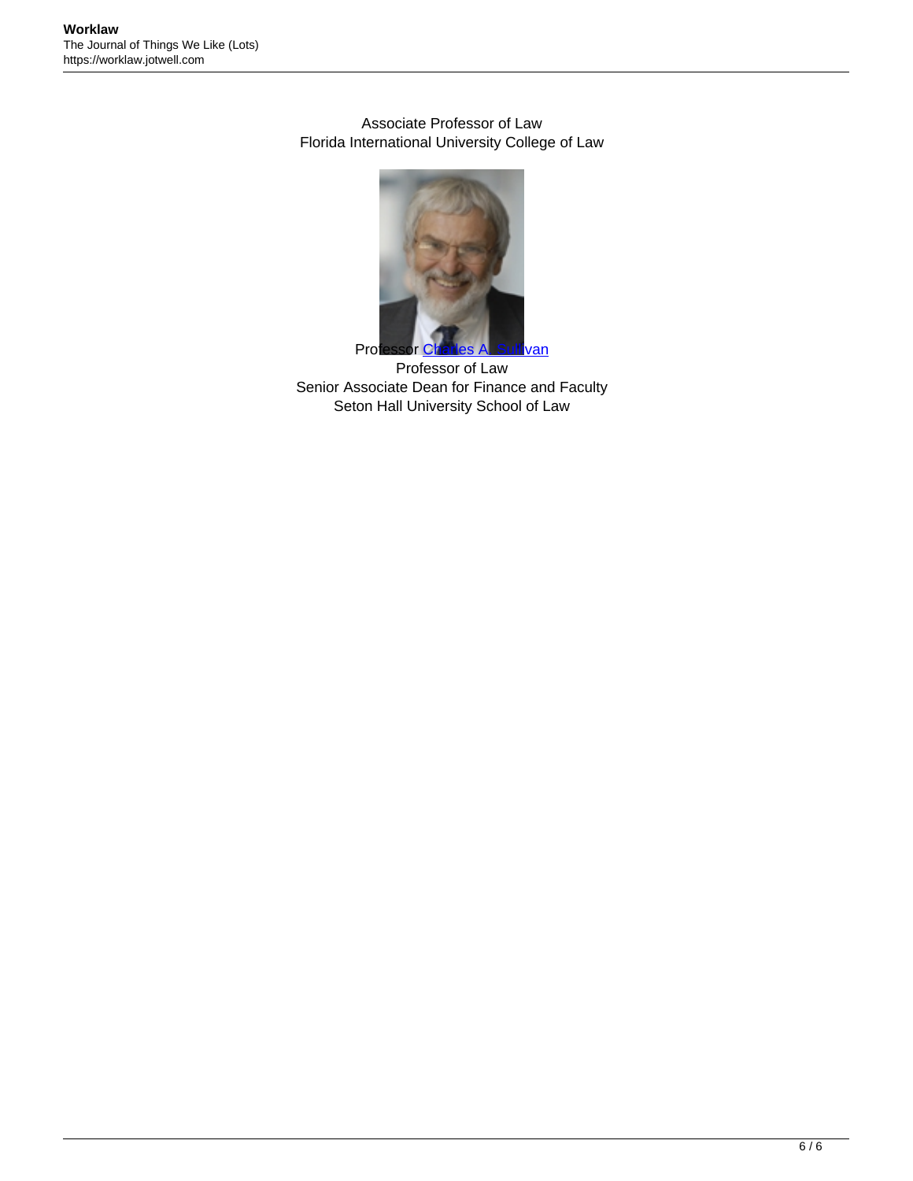Associate Professor of Law
Florida International University College of Law

Professor Charles A. Sullivan
Professor of Law
Senior Associate Dean for Finance and Faculty
Seton Hall University School of Law